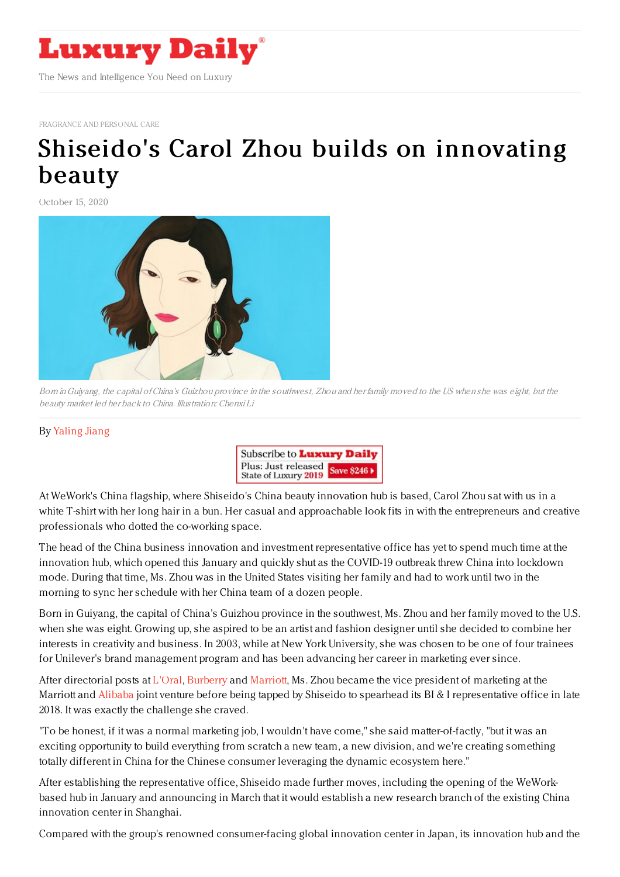FRAGRANCE AND PERSONAL CARE

# Shiseido's Carol Zhou builds on innovating beauty

October 15, 2020

*Born in Guiyang, the capital of China's Guizhou province in the southwest, Zhou and her family moved to the US when she was eight, but the beauty market led her back to China. Illustration: Chenxi Li*

By Yaling Jiang

At WeWork's China flagship, where Shiseido's China beauty innovation hub is based, Carol Zhou sat with us in a white T-shirt with her long hair in a bun. Her casual and approachable look fits in with the entrepreneurs and creative professionals who dotted the co-working space.

The head of the China business innovation and investment representative office has yet to spend much time at the innovation hub, which opened this January and quickly shut as the COVID-19 outbreak threw China into lockdown mode. During that time, Ms. Zhou was in the United States visiting her family and had to work until two in the morning to sync her schedule with her China team of a dozen people.

Born in Guiyang, the capital of China's Guizhou province in the southwest, Ms. Zhou and her family moved to the U.S. when she was eight. Growing up, she aspired to be an artist and fashion designer until she decided to combine her interests in creativity and business. In 2003, while at New York University, she was chosen to be one of four trainees for Unilever's brand management program and has been advancing her career in marketing ever since.

After directorial posts at L'Oral, Burberry and Marriott, Ms. Zhou became the vice president of marketing at the Marriott and Alibaba joint venture before being tapped by Shiseido to spearhead its BI & I representative office in late 2018. It was exactly the challenge she craved.

"To be honest, if it was a normal marketing job, I wouldn't have come," she said matter-of-factly, "but it was an exciting opportunity to build everything from scratch a new team, a new division, and we're creating something totally different in China for the Chinese consumer leveraging the dynamic ecosystem here."

After establishing the representative office, Shiseido made further moves, including the opening of the WeWork-based hub in January and announcing in March that it would establish a new research branch of the existing China innovation center in Shanghai.

Compared with the group's renowned consumer-facing global innovation center in Japan, its innovation hub and the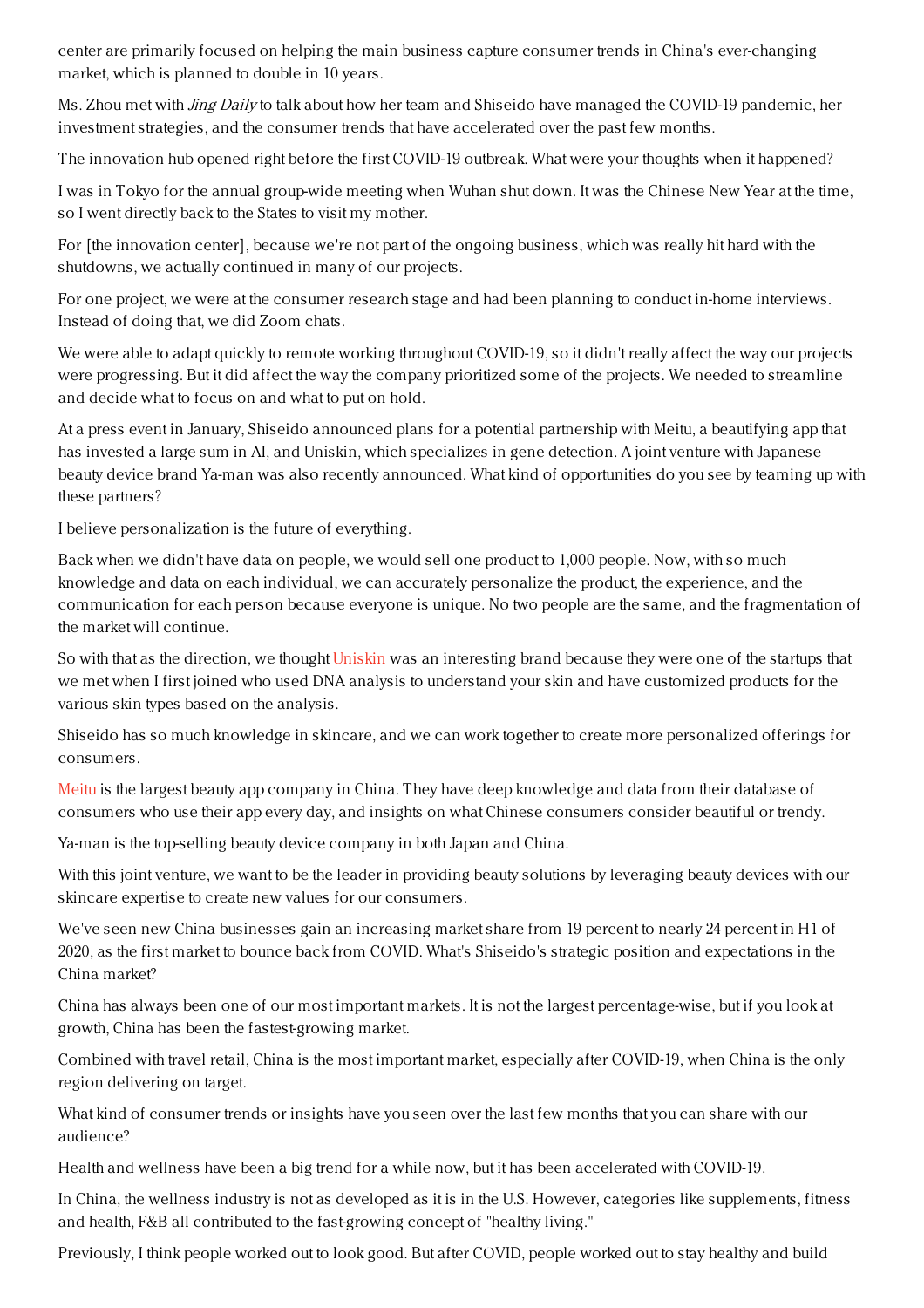center are primarily focused on helping the main business capture consumer trends in China's ever-changing market, which is planned to double in 10 years.

Ms. Zhou met with *Jing Daily* to talk about how her team and Shiseido have managed the COVID-19 pandemic, her investment strategies, and the consumer trends that have accelerated over the past few months.

The innovation hub opened right before the first COVID-19 outbreak. What were your thoughts when it happened?

I was in Tokyo for the annual group-wide meeting when Wuhan shut down. It was the Chinese New Year at the time, so I went directly back to the States to visit my mother.

For [the innovation center], because we're not part of the ongoing business, which was really hit hard with the shutdowns, we actually continued in many of our projects.

For one project, we were at the consumer research stage and had been planning to conduct in-home interviews. Instead of doing that, we did Zoom chats.

We were able to adapt quickly to remote working throughout COVID-19, so it didn't really affect the way our projects were progressing. But it did affect the way the company prioritized some of the projects. We needed to streamline and decide what to focus on and what to put on hold.

At a press event in January, Shiseido announced plans for a potential partnership with Meitu, a beautifying app that has invested a large sum in AI, and Uniskin, which specializes in gene detection. A joint venture with Japanese beauty device brand Ya-man was also recently announced. What kind of opportunities do you see by teaming up with these partners?

I believe personalization is the future of everything.

Back when we didn't have data on people, we would sell one product to 1,000 people. Now, with so much knowledge and data on each individual, we can accurately personalize the product, the experience, and the communication for each person because everyone is unique. No two people are the same, and the fragmentation of the market will continue.

So with that as the direction, we thought Uniskin was an interesting brand because they were one of the startups that we met when I first joined who used DNA analysis to understand your skin and have customized products for the various skin types based on the analysis.

Shiseido has so much knowledge in skincare, and we can work together to create more personalized offerings for consumers.

Meitu is the largest beauty app company in China. They have deep knowledge and data from their database of consumers who use their app every day, and insights on what Chinese consumers consider beautiful or trendy.

Ya-man is the top-selling beauty device company in both Japan and China.

With this joint venture, we want to be the leader in providing beauty solutions by leveraging beauty devices with our skincare expertise to create new values for our consumers.

We've seen new China businesses gain an increasing market share from 19 percent to nearly 24 percent in H1 of 2020, as the first market to bounce back from COVID. What's Shiseido's strategic position and expectations in the China market?

China has always been one of our most important markets. It is not the largest percentage-wise, but if you look at growth, China has been the fastest-growing market.

Combined with travel retail, China is the most important market, especially after COVID-19, when China is the only region delivering on target.

What kind of consumer trends or insights have you seen over the last few months that you can share with our audience?

Health and wellness have been a big trend for a while now, but it has been accelerated with COVID-19.

In China, the wellness industry is not as developed as it is in the U.S. However, categories like supplements, fitness and health, F&B all contributed to the fast-growing concept of "healthy living."

Previously, I think people worked out to look good. But after COVID, people worked out to stay healthy and build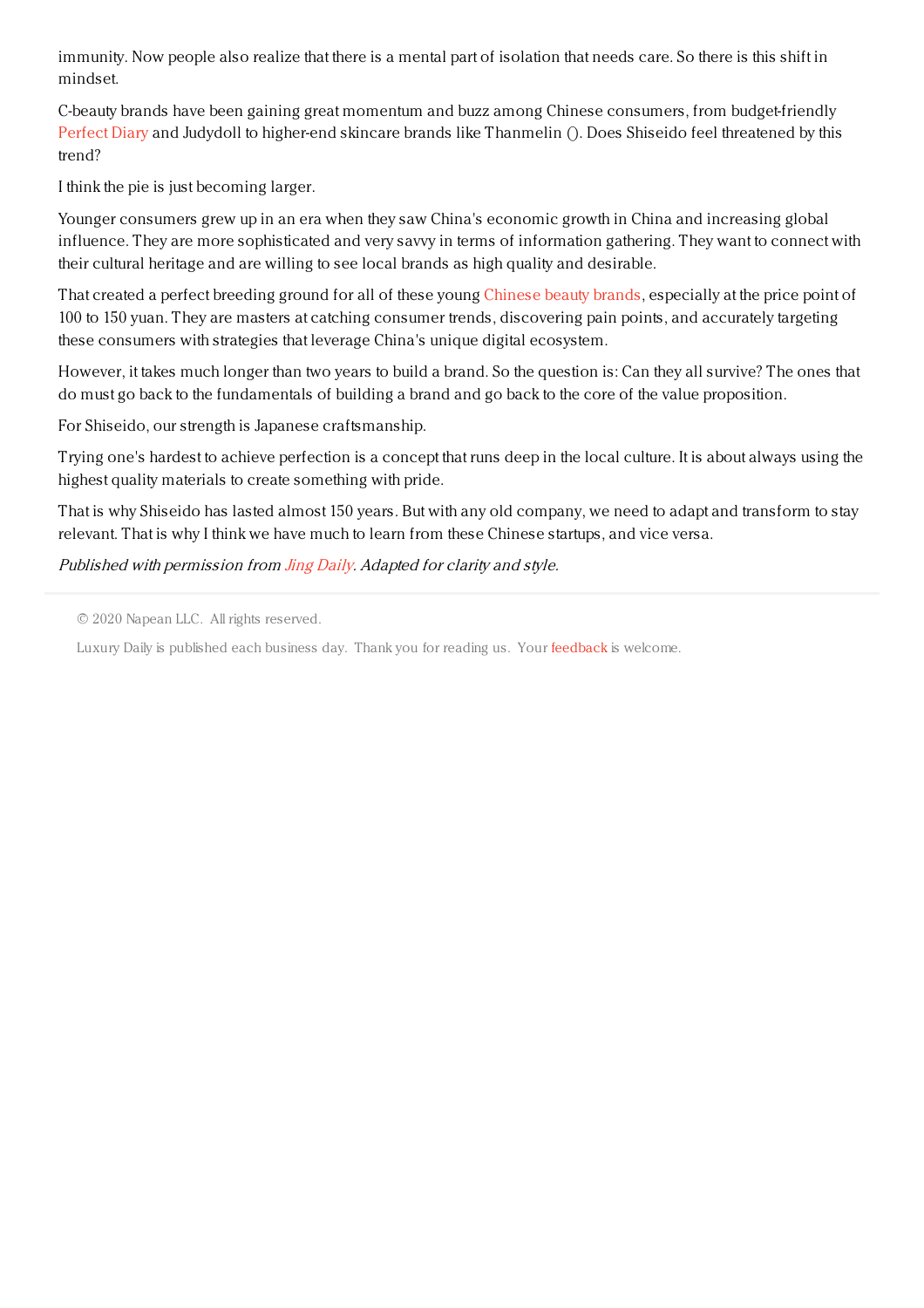immunity. Now people also realize that there is a mental part of isolation that needs care. So there is this shift in mindset.

C-beauty brands have been gaining great momentum and buzz among Chinese consumers, from budget-friendly Perfect Diary and Judydoll to higher-end skincare brands like Thanmelin (). Does Shiseido feel threatened by this trend?

I think the pie is just becoming larger.

Younger consumers grew up in an era when they saw China's economic growth in China and increasing global influence. They are more sophisticated and very savvy in terms of information gathering. They want to connect with their cultural heritage and are willing to see local brands as high quality and desirable.

That created a perfect breeding ground for all of these young Chinese beauty brands, especially at the price point of 100 to 150 yuan. They are masters at catching consumer trends, discovering pain points, and accurately targeting these consumers with strategies that leverage China's unique digital ecosystem.

However, it takes much longer than two years to build a brand. So the question is: Can they all survive? The ones that do must go back to the fundamentals of building a brand and go back to the core of the value proposition.

For Shiseido, our strength is Japanese craftsmanship.

Trying one's hardest to achieve perfection is a concept that runs deep in the local culture. It is about always using the highest quality materials to create something with pride.

That is why Shiseido has lasted almost 150 years. But with any old company, we need to adapt and transform to stay relevant. That is why I think we have much to learn from these Chinese startups, and vice versa.

*Published with permission from Jing Daily. Adapted for clarity and style.*

© 2020 Napean LLC. All rights reserved.

Luxury Daily is published each business day. Thank you for reading us. Your feedback is welcome.